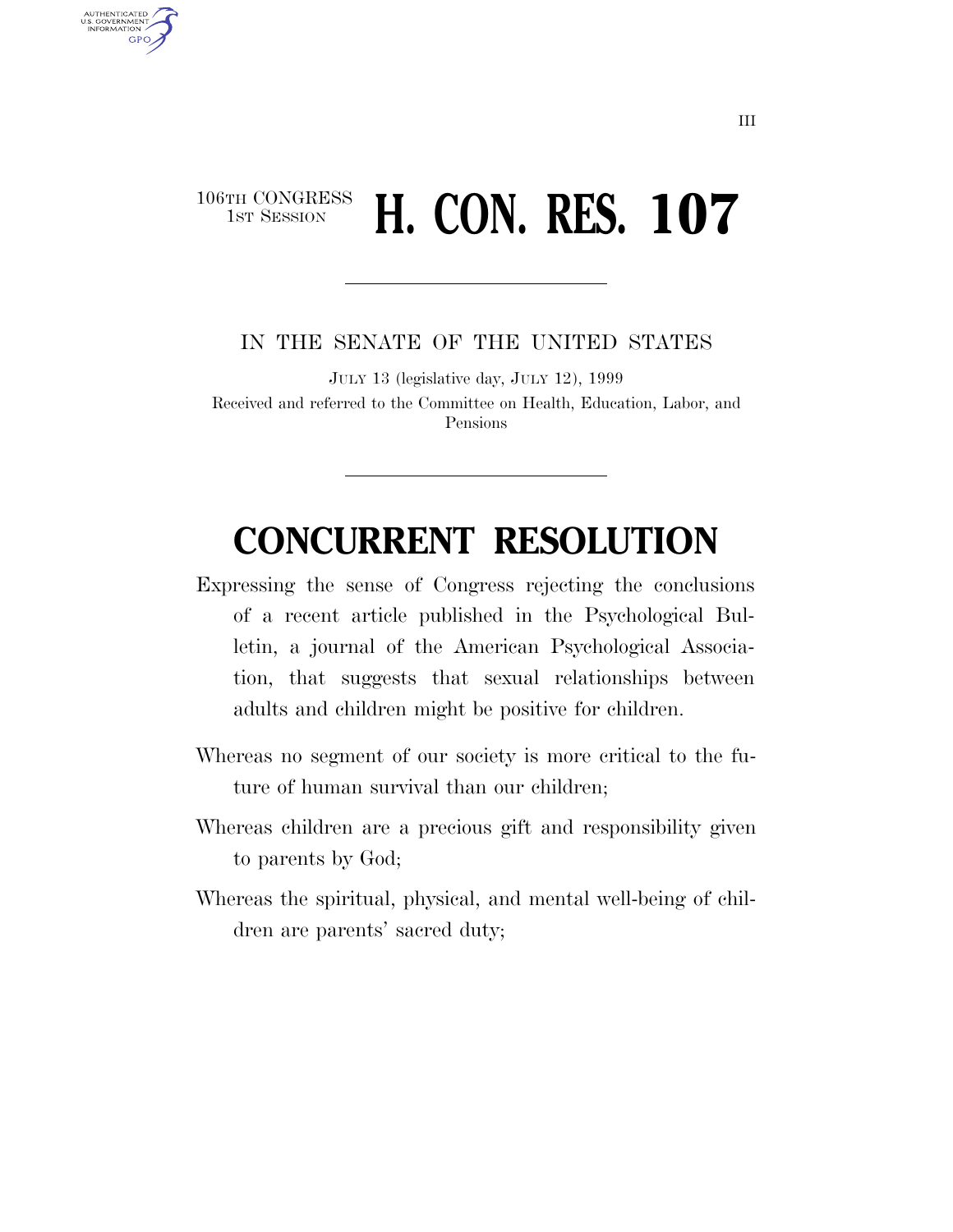106TH CONGRESS
1ST SESSION

# H. CON. RES. 107

IN THE SENATE OF THE UNITED STATES

JULY 13 (legislative day, JULY 12), 1999

Received and referred to the Committee on Health, Education, Labor, and Pensions

# CONCURRENT RESOLUTION

Expressing the sense of Congress rejecting the conclusions of a recent article published in the Psychological Bulletin, a journal of the American Psychological Association, that suggests that sexual relationships between adults and children might be positive for children.

Whereas no segment of our society is more critical to the future of human survival than our children;

Whereas children are a precious gift and responsibility given to parents by God;

Whereas the spiritual, physical, and mental well-being of children are parents' sacred duty;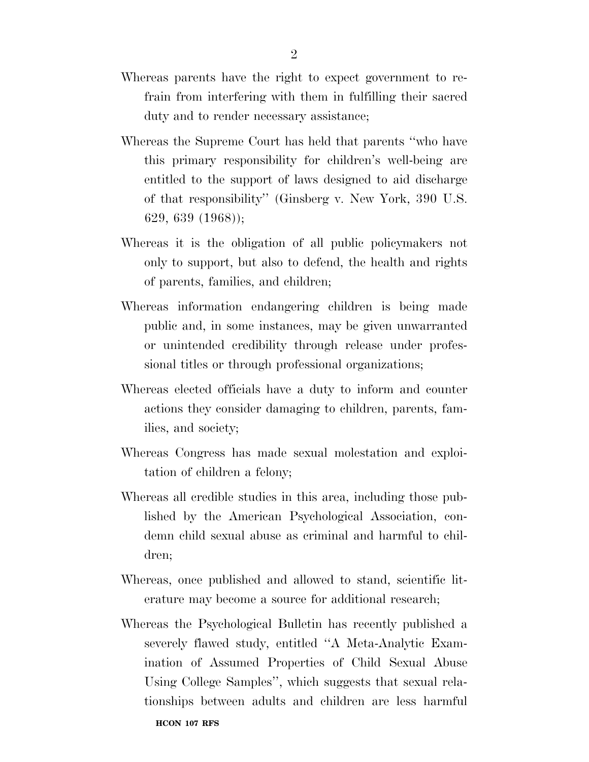Whereas parents have the right to expect government to refrain from interfering with them in fulfilling their sacred duty and to render necessary assistance;

Whereas the Supreme Court has held that parents "who have this primary responsibility for children's well-being are entitled to the support of laws designed to aid discharge of that responsibility" (Ginsberg v. New York, 390 U.S. 629, 639 (1968));

Whereas it is the obligation of all public policymakers not only to support, but also to defend, the health and rights of parents, families, and children;

Whereas information endangering children is being made public and, in some instances, may be given unwarranted or unintended credibility through release under professional titles or through professional organizations;

Whereas elected officials have a duty to inform and counter actions they consider damaging to children, parents, families, and society;

Whereas Congress has made sexual molestation and exploitation of children a felony;

Whereas all credible studies in this area, including those published by the American Psychological Association, condemn child sexual abuse as criminal and harmful to children;

Whereas, once published and allowed to stand, scientific literature may become a source for additional research;

Whereas the Psychological Bulletin has recently published a severely flawed study, entitled "A Meta-Analytic Examination of Assumed Properties of Child Sexual Abuse Using College Samples", which suggests that sexual relationships between adults and children are less harmful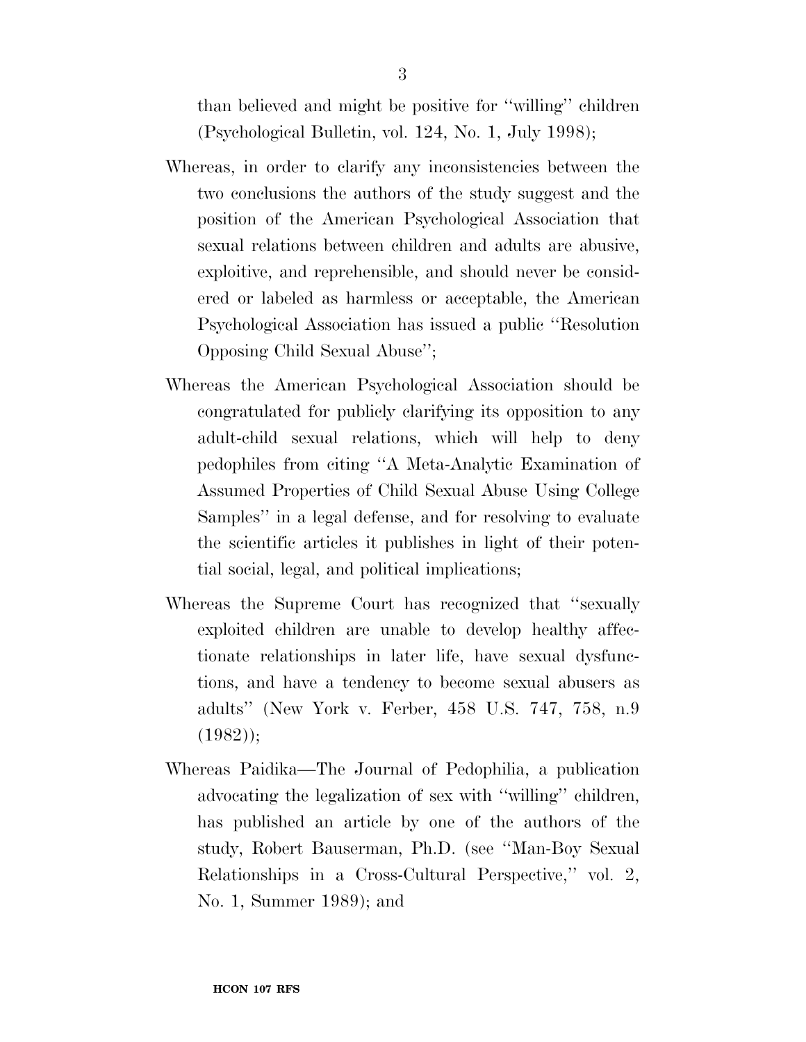than believed and might be positive for ''willing'' children (Psychological Bulletin, vol. 124, No. 1, July 1998);

Whereas, in order to clarify any inconsistencies between the two conclusions the authors of the study suggest and the position of the American Psychological Association that sexual relations between children and adults are abusive, exploitive, and reprehensible, and should never be considered or labeled as harmless or acceptable, the American Psychological Association has issued a public ''Resolution Opposing Child Sexual Abuse'';

Whereas the American Psychological Association should be congratulated for publicly clarifying its opposition to any adult-child sexual relations, which will help to deny pedophiles from citing ''A Meta-Analytic Examination of Assumed Properties of Child Sexual Abuse Using College Samples'' in a legal defense, and for resolving to evaluate the scientific articles it publishes in light of their potential social, legal, and political implications;

Whereas the Supreme Court has recognized that ''sexually exploited children are unable to develop healthy affectionate relationships in later life, have sexual dysfunctions, and have a tendency to become sexual abusers as adults'' (New York v. Ferber, 458 U.S. 747, 758, n.9 (1982));

Whereas Paidika—The Journal of Pedophilia, a publication advocating the legalization of sex with ''willing'' children, has published an article by one of the authors of the study, Robert Bauserman, Ph.D. (see ''Man-Boy Sexual Relationships in a Cross-Cultural Perspective,'' vol. 2, No. 1, Summer 1989); and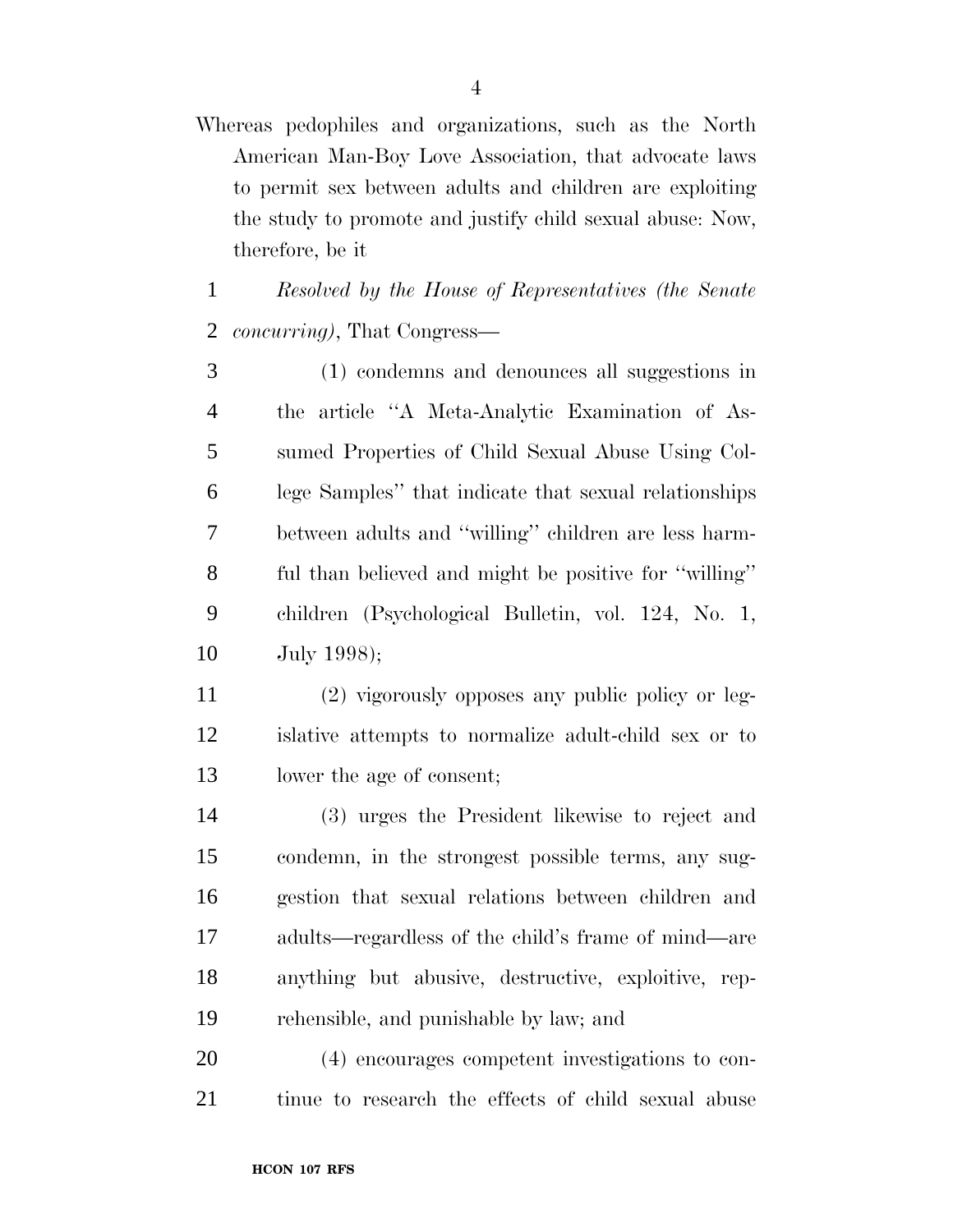Whereas pedophiles and organizations, such as the North American Man-Boy Love Association, that advocate laws to permit sex between adults and children are exploiting the study to promote and justify child sexual abuse: Now, therefore, be it

*Resolved by the House of Representatives (the Senate concurring)*, That Congress—

(1) condemns and denounces all suggestions in the article ''A Meta-Analytic Examination of Assumed Properties of Child Sexual Abuse Using College Samples'' that indicate that sexual relationships between adults and ''willing'' children are less harmful than believed and might be positive for ''willing'' children (Psychological Bulletin, vol. 124, No. 1, July 1998);

(2) vigorously opposes any public policy or legislative attempts to normalize adult-child sex or to lower the age of consent;

(3) urges the President likewise to reject and condemn, in the strongest possible terms, any suggestion that sexual relations between children and adults—regardless of the child's frame of mind—are anything but abusive, destructive, exploitive, reprehensible, and punishable by law; and

(4) encourages competent investigations to continue to research the effects of child sexual abuse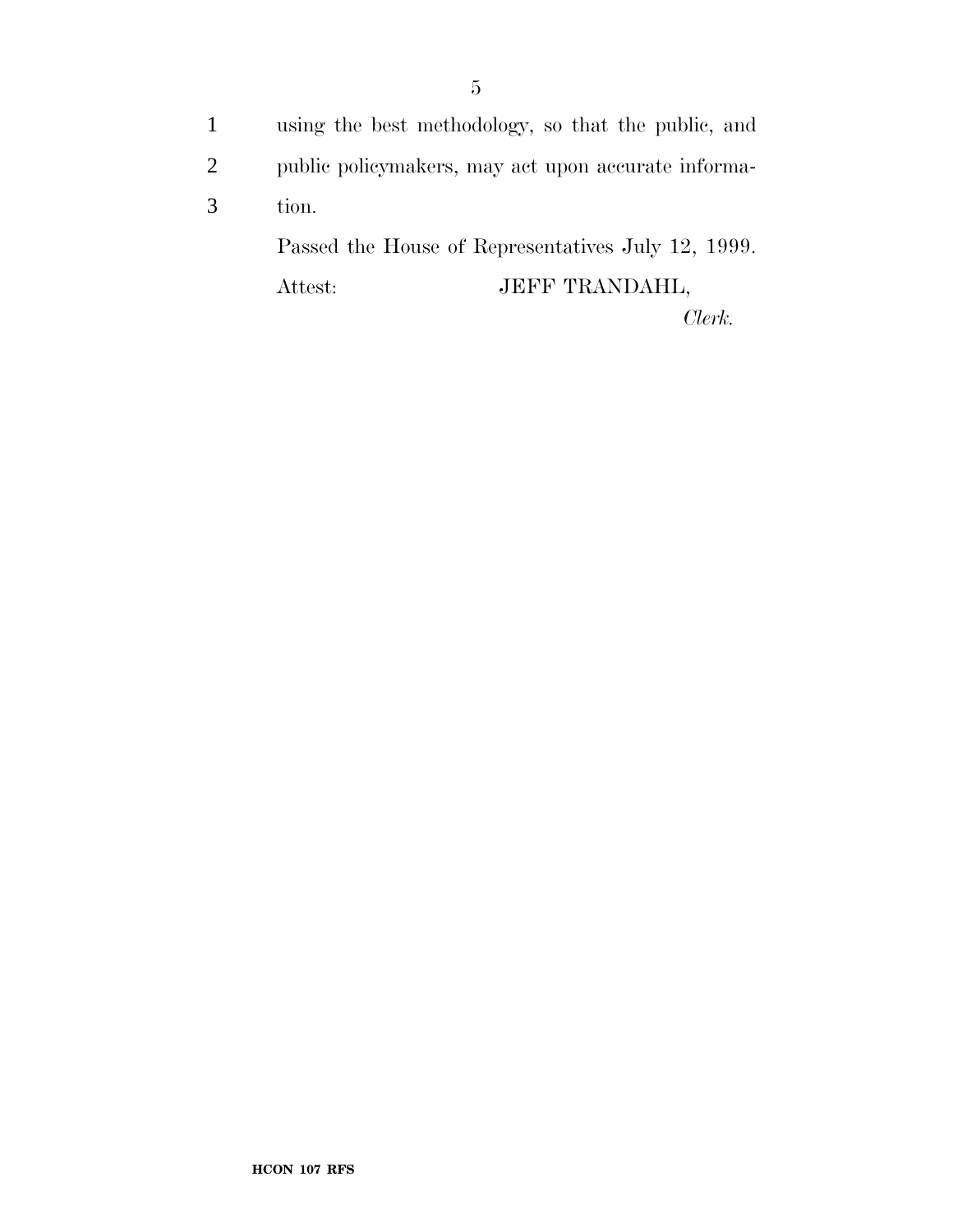using the best methodology, so that the public, and public policymakers, may act upon accurate information.

Passed the House of Representatives July 12, 1999.

Attest: JEFF TRANDAHL,

*Clerk.*